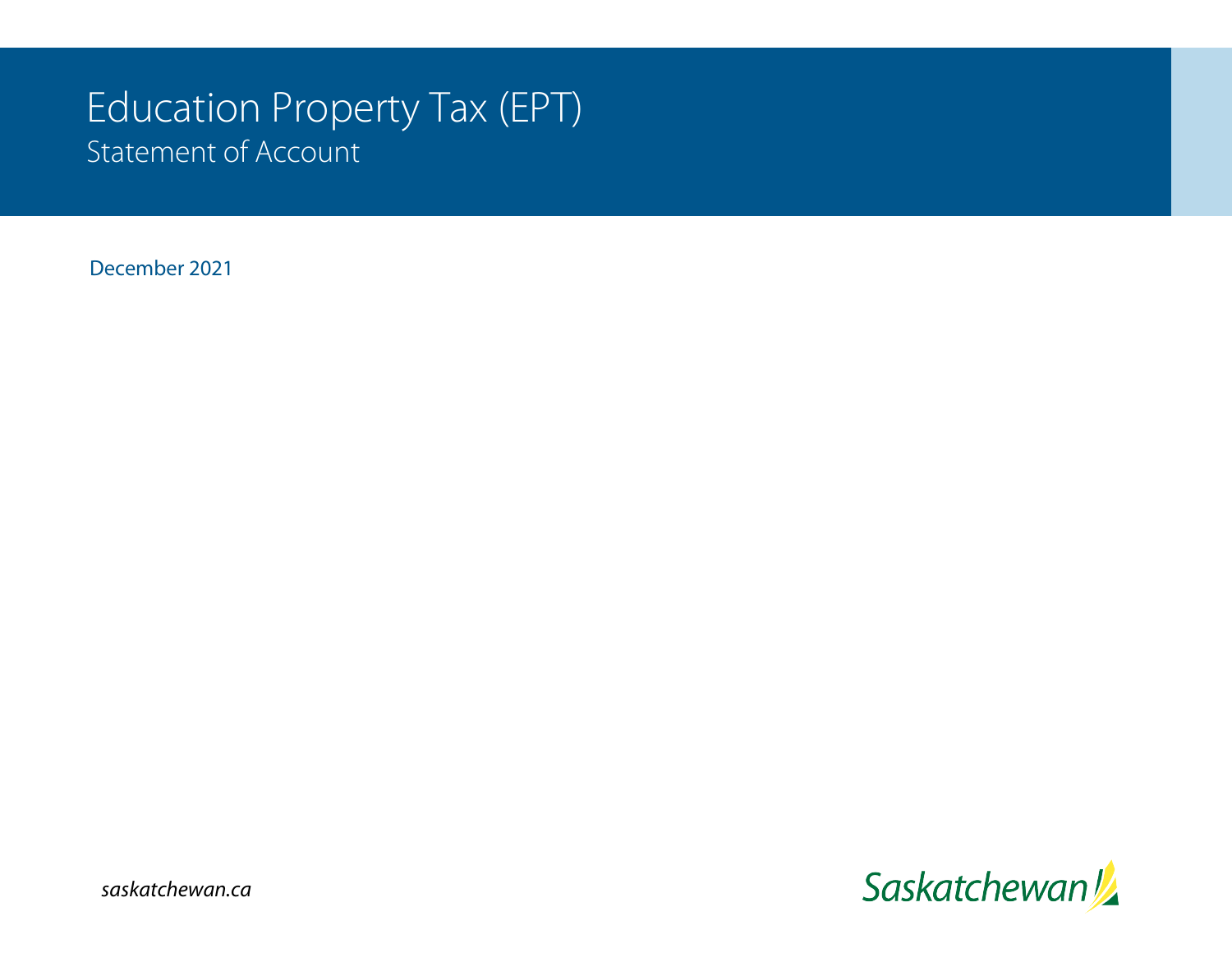# Education Property Tax (EPT)

## Statement of Account

December 2021

*saskatchewan.ca*

Saskatchewan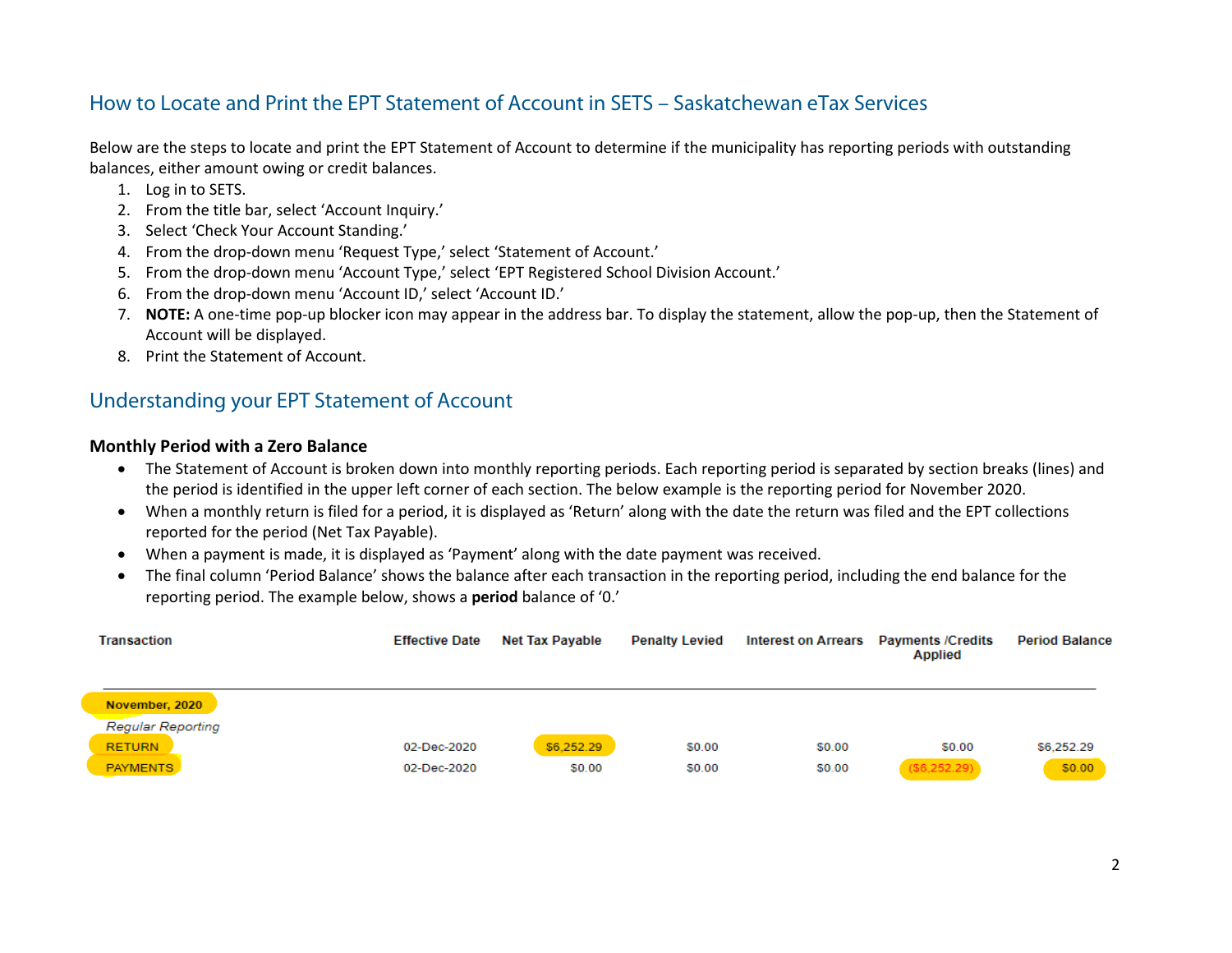## How to Locate and Print the EPT Statement of Account in SETS – Saskatchewan eTax Services

Below are the steps to locate and print the EPT Statement of Account to determine if the municipality has reporting periods with outstanding balances, either amount owing or credit balances.

1. Log in to SETS.
2. From the title bar, select 'Account Inquiry.'
3. Select 'Check Your Account Standing.'
4. From the drop-down menu 'Request Type,' select 'Statement of Account.'
5. From the drop-down menu 'Account Type,' select 'EPT Registered School Division Account.'
6. From the drop-down menu 'Account ID,' select 'Account ID.'
7. **NOTE:** A one-time pop-up blocker icon may appear in the address bar. To display the statement, allow the pop-up, then the Statement of Account will be displayed.
8. Print the Statement of Account.

## Understanding your EPT Statement of Account

### Monthly Period with a Zero Balance

- The Statement of Account is broken down into monthly reporting periods. Each reporting period is separated by section breaks (lines) and the period is identified in the upper left corner of each section. The below example is the reporting period for November 2020.
- When a monthly return is filed for a period, it is displayed as 'Return' along with the date the return was filed and the EPT collections reported for the period (Net Tax Payable).
- When a payment is made, it is displayed as 'Payment' along with the date payment was received.
- The final column 'Period Balance' shows the balance after each transaction in the reporting period, including the end balance for the reporting period. The example below, shows a **period** balance of '0.'

| Transaction | Effective Date | Net Tax Payable | Penalty Levied | Interest on Arrears | Payments /Credits Applied | Period Balance |
|---|---|---|---|---|---|---|
| **November, 2020** | | | | | | |
| *Regular Reporting* | | | | | | |
| RETURN | 02-Dec-2020 | $6,252.29 | $0.00 | $0.00 | $0.00 | $6,252.29 |
| PAYMENTS | 02-Dec-2020 | $0.00 | $0.00 | $0.00 | ($6,252.29) | $0.00 |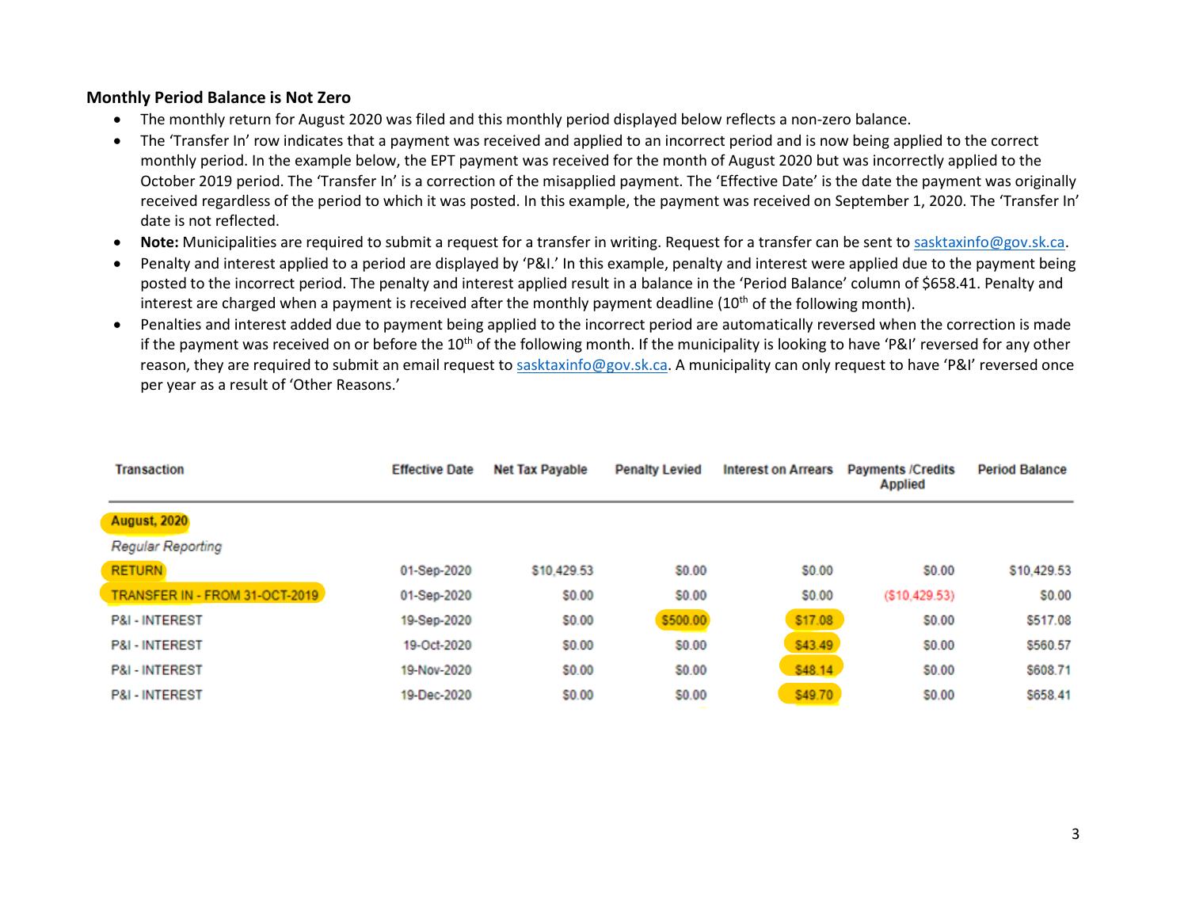### Monthly Period Balance is Not Zero

- The monthly return for August 2020 was filed and this monthly period displayed below reflects a non-zero balance.
- The 'Transfer In' row indicates that a payment was received and applied to an incorrect period and is now being applied to the correct monthly period. In the example below, the EPT payment was received for the month of August 2020 but was incorrectly applied to the October 2019 period. The 'Transfer In' is a correction of the misapplied payment. The 'Effective Date' is the date the payment was originally received regardless of the period to which it was posted. In this example, the payment was received on September 1, 2020. The 'Transfer In' date is not reflected.
- **Note:** Municipalities are required to submit a request for a transfer in writing. Request for a transfer can be sent to sasktaxinfo@gov.sk.ca.
- Penalty and interest applied to a period are displayed by 'P&I.' In this example, penalty and interest were applied due to the payment being posted to the incorrect period. The penalty and interest applied result in a balance in the 'Period Balance' column of $658.41. Penalty and interest are charged when a payment is received after the monthly payment deadline (10th of the following month).
- Penalties and interest added due to payment being applied to the incorrect period are automatically reversed when the correction is made if the payment was received on or before the 10th of the following month. If the municipality is looking to have 'P&I' reversed for any other reason, they are required to submit an email request to sasktaxinfo@gov.sk.ca. A municipality can only request to have 'P&I' reversed once per year as a result of 'Other Reasons.'

| Transaction | Effective Date | Net Tax Payable | Penalty Levied | Interest on Arrears | Payments /Credits Applied | Period Balance |
|---|---|---|---|---|---|---|
| **August, 2020** | | | | | | |
| *Regular Reporting* | | | | | | |
| RETURN | 01-Sep-2020 | $10,429.53 | $0.00 | $0.00 | $0.00 | $10,429.53 |
| TRANSFER IN - FROM 31-OCT-2019 | 01-Sep-2020 | $0.00 | $0.00 | $0.00 | ($10,429.53) | $0.00 |
| P&I - INTEREST | 19-Sep-2020 | $0.00 | $500.00 | $17.08 | $0.00 | $517.08 |
| P&I - INTEREST | 19-Oct-2020 | $0.00 | $0.00 | $43.49 | $0.00 | $560.57 |
| P&I - INTEREST | 19-Nov-2020 | $0.00 | $0.00 | $48.14 | $0.00 | $608.71 |
| P&I - INTEREST | 19-Dec-2020 | $0.00 | $0.00 | $49.70 | $0.00 | $658.41 |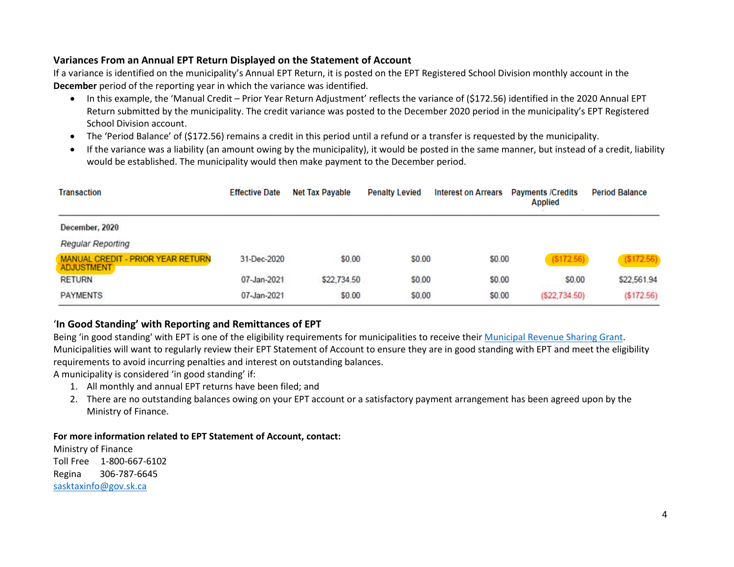### Variances From an Annual EPT Return Displayed on the Statement of Account

If a variance is identified on the municipality's Annual EPT Return, it is posted on the EPT Registered School Division monthly account in the **December** period of the reporting year in which the variance was identified.

- In this example, the 'Manual Credit – Prior Year Return Adjustment' reflects the variance of ($172.56) identified in the 2020 Annual EPT Return submitted by the municipality. The credit variance was posted to the December 2020 period in the municipality's EPT Registered School Division account.
- The 'Period Balance' of ($172.56) remains a credit in this period until a refund or a transfer is requested by the municipality.
- If the variance was a liability (an amount owing by the municipality), it would be posted in the same manner, but instead of a credit, liability would be established. The municipality would then make payment to the December period.

| Transaction | Effective Date | Net Tax Payable | Penalty Levied | Interest on Arrears | Payments /Credits Applied | Period Balance |
|---|---|---|---|---|---|---|
| December, 2020 | | | | | | |
| *Regular Reporting* | | | | | | |
| MANUAL CREDIT - PRIOR YEAR RETURN ADJUSTMENT | 31-Dec-2020 | $0.00 | $0.00 | $0.00 | ($172.56) | ($172.56) |
| RETURN | 07-Jan-2021 | $22,734.50 | $0.00 | $0.00 | $0.00 | $22,561.94 |
| PAYMENTS | 07-Jan-2021 | $0.00 | $0.00 | $0.00 | ($22,734.50) | ($172.56) |

### 'In Good Standing' with Reporting and Remittances of EPT

Being 'in good standing' with EPT is one of the eligibility requirements for municipalities to receive their Municipal Revenue Sharing Grant. Municipalities will want to regularly review their EPT Statement of Account to ensure they are in good standing with EPT and meet the eligibility requirements to avoid incurring penalties and interest on outstanding balances.

A municipality is considered 'in good standing' if:

1. All monthly and annual EPT returns have been filed; and
2. There are no outstanding balances owing on your EPT account or a satisfactory payment arrangement has been agreed upon by the Ministry of Finance.

**For more information related to EPT Statement of Account, contact:**

Ministry of Finance
Toll Free 1-800-667-6102
Regina 306-787-6645
sasktaxinfo@gov.sk.ca